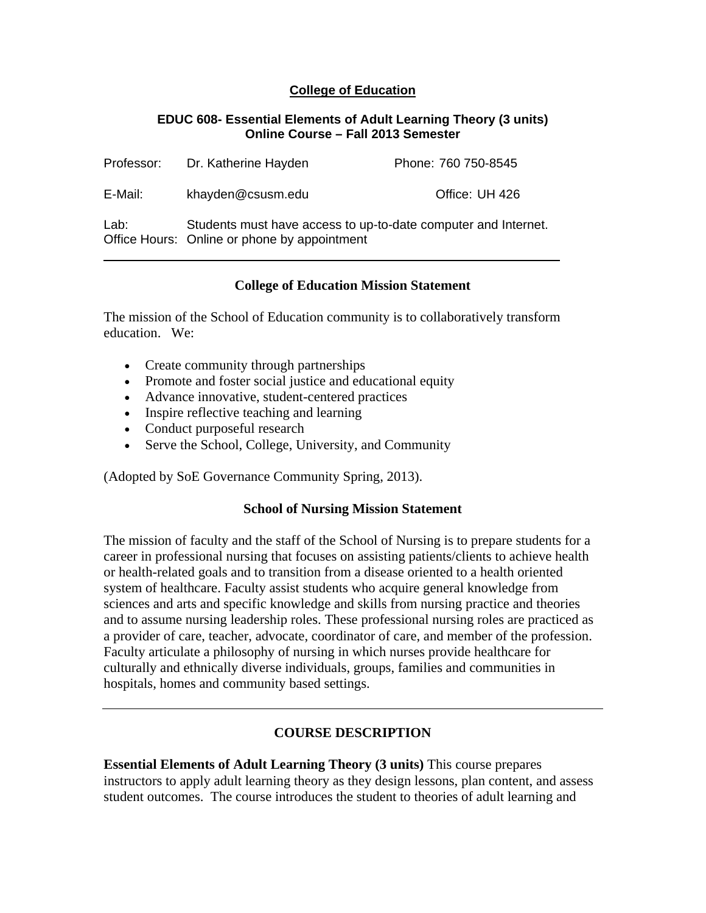# College of Education

**EDUC 608- Essential Elements of Adult Learning Theory (3 units)**
**Online Course – Fall 2013 Semester**

Professor: Dr. Katherine Hayden Phone: 760 750-8545

E-Mail: khayden@csusm.edu Office: UH 426

Lab: Students must have access to up-to-date computer and Internet.
Office Hours: Online or phone by appointment

---

## College of Education Mission Statement

The mission of the School of Education community is to collaboratively transform education. We:

- Create community through partnerships
- Promote and foster social justice and educational equity
- Advance innovative, student-centered practices
- Inspire reflective teaching and learning
- Conduct purposeful research
- Serve the School, College, University, and Community

(Adopted by SoE Governance Community Spring, 2013).

## School of Nursing Mission Statement

The mission of faculty and the staff of the School of Nursing is to prepare students for a career in professional nursing that focuses on assisting patients/clients to achieve health or health-related goals and to transition from a disease oriented to a health oriented system of healthcare. Faculty assist students who acquire general knowledge from sciences and arts and specific knowledge and skills from nursing practice and theories and to assume nursing leadership roles. These professional nursing roles are practiced as a provider of care, teacher, advocate, coordinator of care, and member of the profession. Faculty articulate a philosophy of nursing in which nurses provide healthcare for culturally and ethnically diverse individuals, groups, families and communities in hospitals, homes and community based settings.

---

## COURSE DESCRIPTION

**Essential Elements of Adult Learning Theory (3 units)** This course prepares instructors to apply adult learning theory as they design lessons, plan content, and assess student outcomes. The course introduces the student to theories of adult learning and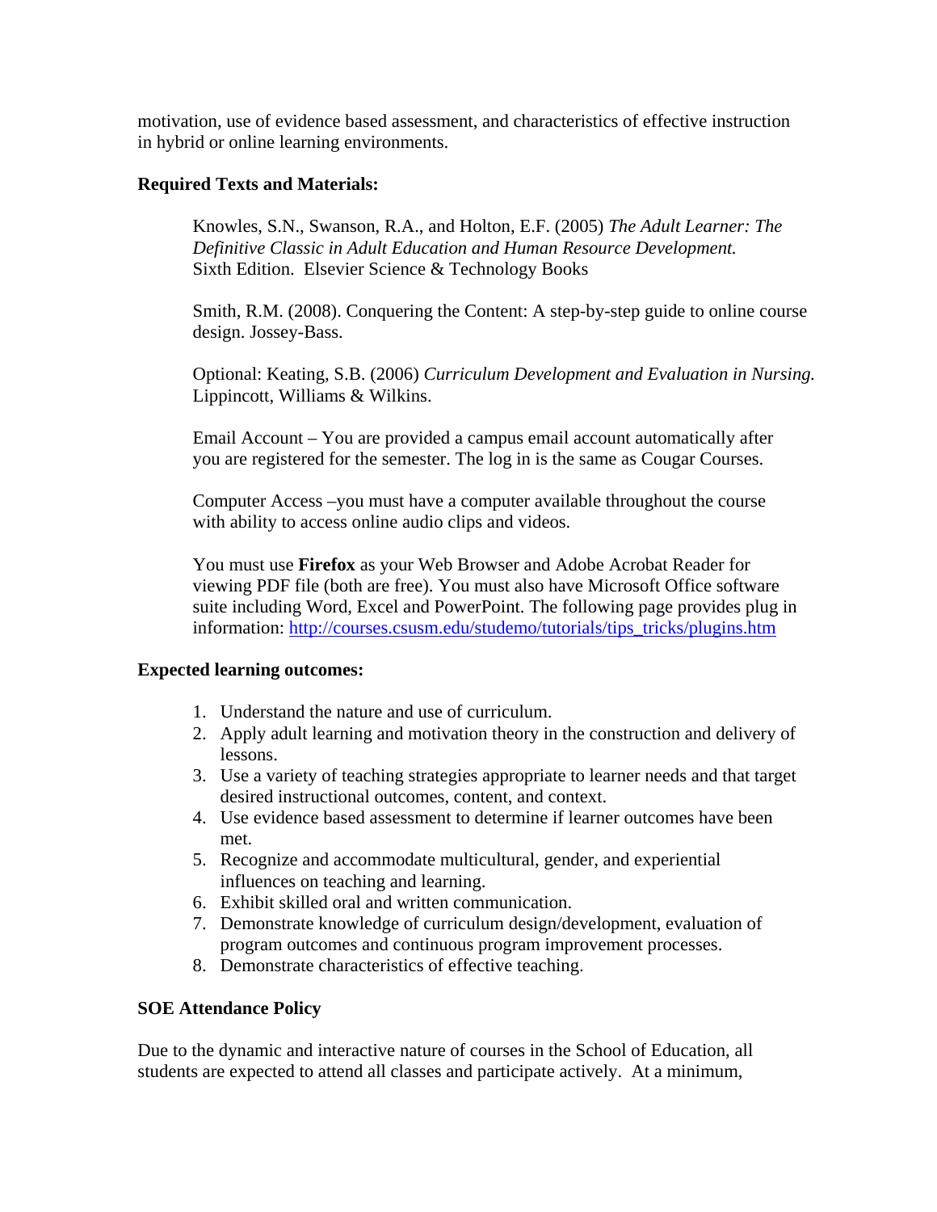motivation, use of evidence based assessment, and characteristics of effective instruction in hybrid or online learning environments.

**Required Texts and Materials:**

Knowles, S.N., Swanson, R.A., and Holton, E.F. (2005) *The Adult Learner: The Definitive Classic in Adult Education and Human Resource Development.* Sixth Edition. Elsevier Science & Technology Books

Smith, R.M. (2008). Conquering the Content: A step-by-step guide to online course design. Jossey-Bass.

Optional: Keating, S.B. (2006) *Curriculum Development and Evaluation in Nursing.* Lippincott, Williams & Wilkins.

Email Account – You are provided a campus email account automatically after you are registered for the semester. The log in is the same as Cougar Courses.

Computer Access –you must have a computer available throughout the course with ability to access online audio clips and videos.

You must use **Firefox** as your Web Browser and Adobe Acrobat Reader for viewing PDF file (both are free). You must also have Microsoft Office software suite including Word, Excel and PowerPoint. The following page provides plug in information: [http://courses.csusm.edu/studemo/tutorials/tips_tricks/plugins.htm](http://courses.csusm.edu/studemo/tutorials/tips_tricks/plugins.htm)

**Expected learning outcomes:**

1. Understand the nature and use of curriculum.
2. Apply adult learning and motivation theory in the construction and delivery of lessons.
3. Use a variety of teaching strategies appropriate to learner needs and that target desired instructional outcomes, content, and context.
4. Use evidence based assessment to determine if learner outcomes have been met.
5. Recognize and accommodate multicultural, gender, and experiential influences on teaching and learning.
6. Exhibit skilled oral and written communication.
7. Demonstrate knowledge of curriculum design/development, evaluation of program outcomes and continuous program improvement processes.
8. Demonstrate characteristics of effective teaching.

**SOE Attendance Policy**

Due to the dynamic and interactive nature of courses in the School of Education, all students are expected to attend all classes and participate actively. At a minimum,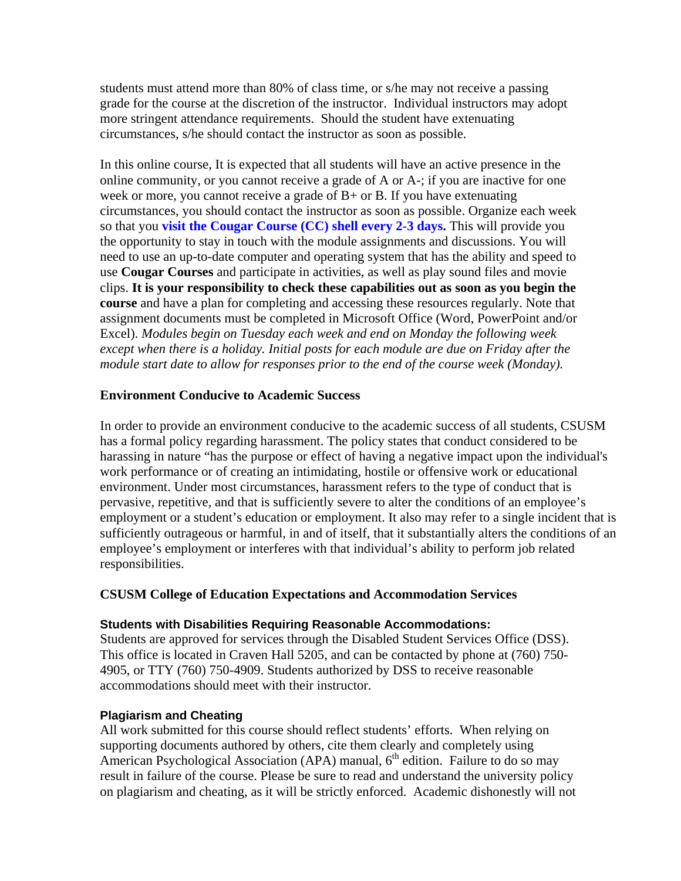students must attend more than 80% of class time, or s/he may not receive a passing grade for the course at the discretion of the instructor. Individual instructors may adopt more stringent attendance requirements. Should the student have extenuating circumstances, s/he should contact the instructor as soon as possible.

In this online course, It is expected that all students will have an active presence in the online community, or you cannot receive a grade of A or A-; if you are inactive for one week or more, you cannot receive a grade of B+ or B. If you have extenuating circumstances, you should contact the instructor as soon as possible. Organize each week so that you **visit the Cougar Course (CC) shell every 2-3 days.** This will provide you the opportunity to stay in touch with the module assignments and discussions. You will need to use an up-to-date computer and operating system that has the ability and speed to use **Cougar Courses** and participate in activities, as well as play sound files and movie clips. **It is your responsibility to check these capabilities out as soon as you begin the course** and have a plan for completing and accessing these resources regularly. Note that assignment documents must be completed in Microsoft Office (Word, PowerPoint and/or Excel). *Modules begin on Tuesday each week and end on Monday the following week except when there is a holiday. Initial posts for each module are due on Friday after the module start date to allow for responses prior to the end of the course week (Monday).*

### Environment Conducive to Academic Success

In order to provide an environment conducive to the academic success of all students, CSUSM has a formal policy regarding harassment. The policy states that conduct considered to be harassing in nature "has the purpose or effect of having a negative impact upon the individual's work performance or of creating an intimidating, hostile or offensive work or educational environment. Under most circumstances, harassment refers to the type of conduct that is pervasive, repetitive, and that is sufficiently severe to alter the conditions of an employee's employment or a student's education or employment. It also may refer to a single incident that is sufficiently outrageous or harmful, in and of itself, that it substantially alters the conditions of an employee's employment or interferes with that individual's ability to perform job related responsibilities.

### CSUSM College of Education Expectations and Accommodation Services

#### Students with Disabilities Requiring Reasonable Accommodations:

Students are approved for services through the Disabled Student Services Office (DSS). This office is located in Craven Hall 5205, and can be contacted by phone at (760) 750-4905, or TTY (760) 750-4909. Students authorized by DSS to receive reasonable accommodations should meet with their instructor.

#### Plagiarism and Cheating

All work submitted for this course should reflect students' efforts. When relying on supporting documents authored by others, cite them clearly and completely using American Psychological Association (APA) manual, 6th edition. Failure to do so may result in failure of the course. Please be sure to read and understand the university policy on plagiarism and cheating, as it will be strictly enforced. Academic dishonestly will not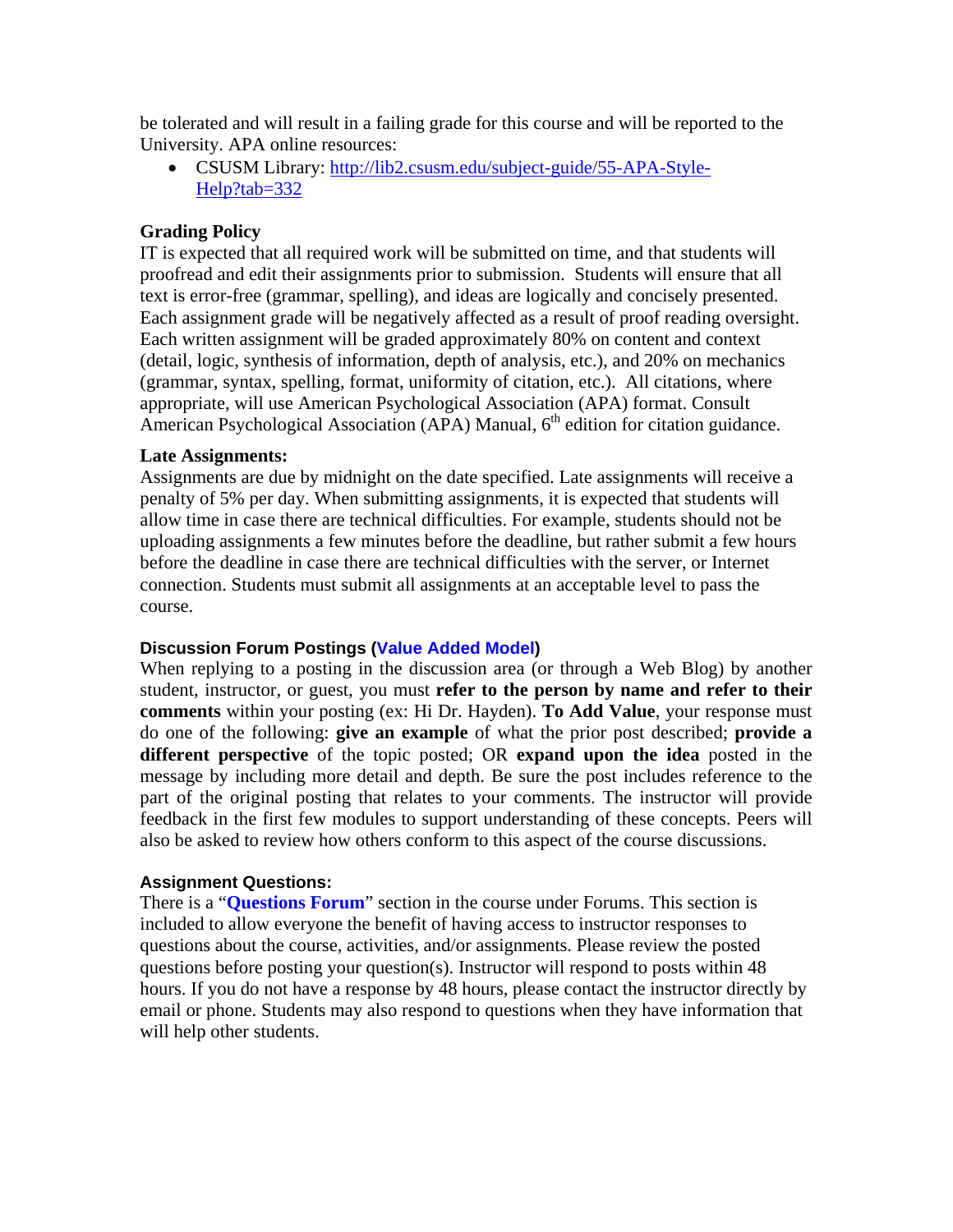be tolerated and will result in a failing grade for this course and will be reported to the University. APA online resources:

- CSUSM Library: http://lib2.csusm.edu/subject-guide/55-APA-Style-Help?tab=332

**Grading Policy**

IT is expected that all required work will be submitted on time, and that students will proofread and edit their assignments prior to submission. Students will ensure that all text is error-free (grammar, spelling), and ideas are logically and concisely presented. Each assignment grade will be negatively affected as a result of proof reading oversight. Each written assignment will be graded approximately 80% on content and context (detail, logic, synthesis of information, depth of analysis, etc.), and 20% on mechanics (grammar, syntax, spelling, format, uniformity of citation, etc.). All citations, where appropriate, will use American Psychological Association (APA) format. Consult American Psychological Association (APA) Manual, 6th edition for citation guidance.

**Late Assignments:**

Assignments are due by midnight on the date specified. Late assignments will receive a penalty of 5% per day. When submitting assignments, it is expected that students will allow time in case there are technical difficulties. For example, students should not be uploading assignments a few minutes before the deadline, but rather submit a few hours before the deadline in case there are technical difficulties with the server, or Internet connection. Students must submit all assignments at an acceptable level to pass the course.

**Discussion Forum Postings (Value Added Model)**

When replying to a posting in the discussion area (or through a Web Blog) by another student, instructor, or guest, you must **refer to the person by name and refer to their comments** within your posting (ex: Hi Dr. Hayden). **To Add Value**, your response must do one of the following: **give an example** of what the prior post described; **provide a different perspective** of the topic posted; OR **expand upon the idea** posted in the message by including more detail and depth. Be sure the post includes reference to the part of the original posting that relates to your comments. The instructor will provide feedback in the first few modules to support understanding of these concepts. Peers will also be asked to review how others conform to this aspect of the course discussions.

**Assignment Questions:**

There is a "**Questions Forum**" section in the course under Forums. This section is included to allow everyone the benefit of having access to instructor responses to questions about the course, activities, and/or assignments. Please review the posted questions before posting your question(s). Instructor will respond to posts within 48 hours. If you do not have a response by 48 hours, please contact the instructor directly by email or phone. Students may also respond to questions when they have information that will help other students.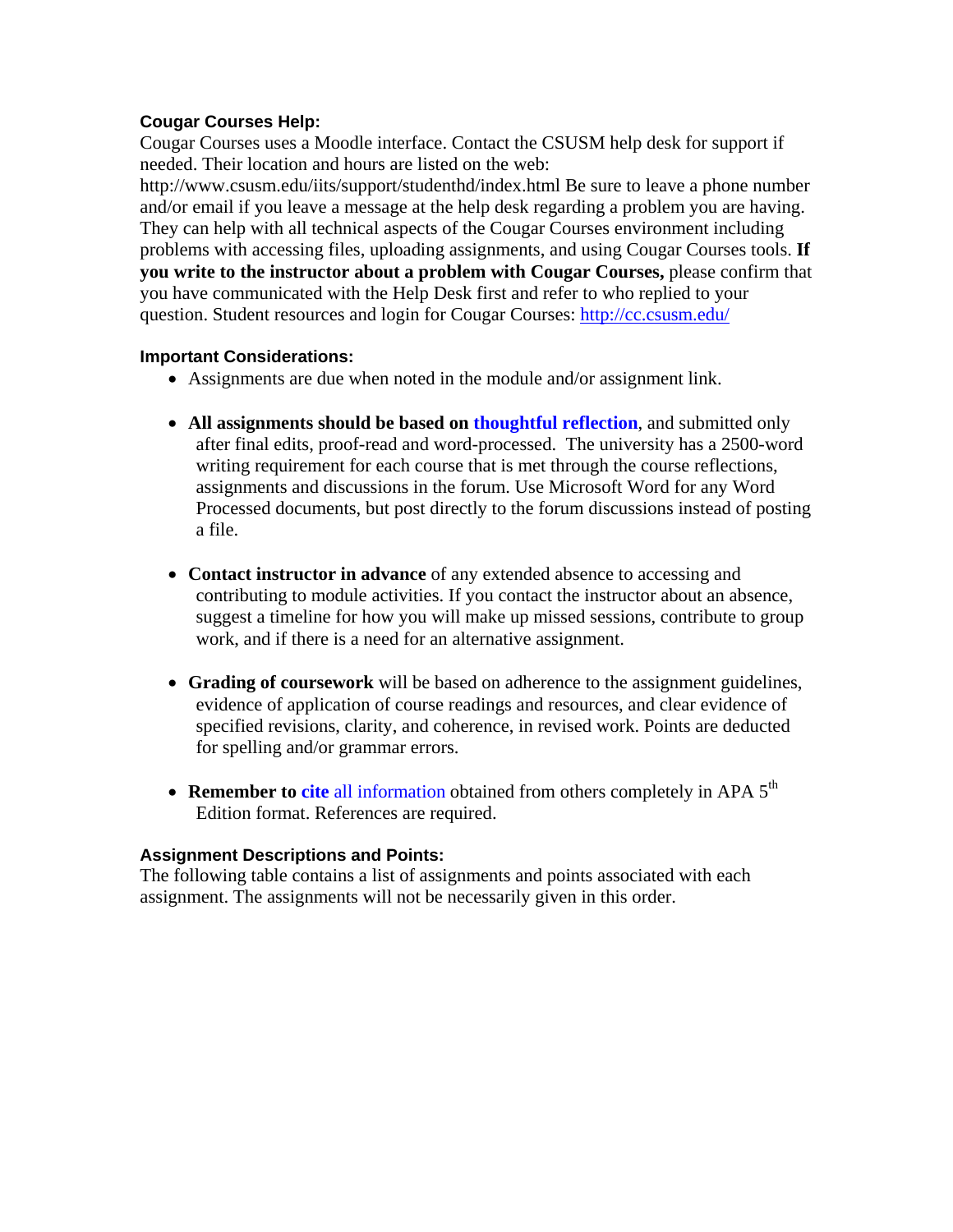### Cougar Courses Help:

Cougar Courses uses a Moodle interface. Contact the CSUSM help desk for support if needed. Their location and hours are listed on the web: http://www.csusm.edu/iits/support/studenthd/index.html Be sure to leave a phone number and/or email if you leave a message at the help desk regarding a problem you are having. They can help with all technical aspects of the Cougar Courses environment including problems with accessing files, uploading assignments, and using Cougar Courses tools. **If you write to the instructor about a problem with Cougar Courses,** please confirm that you have communicated with the Help Desk first and refer to who replied to your question. Student resources and login for Cougar Courses: http://cc.csusm.edu/

### Important Considerations:

- Assignments are due when noted in the module and/or assignment link.
- **All assignments should be based on thoughtful reflection**, and submitted only after final edits, proof-read and word-processed. The university has a 2500-word writing requirement for each course that is met through the course reflections, assignments and discussions in the forum. Use Microsoft Word for any Word Processed documents, but post directly to the forum discussions instead of posting a file.
- **Contact instructor in advance** of any extended absence to accessing and contributing to module activities. If you contact the instructor about an absence, suggest a timeline for how you will make up missed sessions, contribute to group work, and if there is a need for an alternative assignment.
- **Grading of coursework** will be based on adherence to the assignment guidelines, evidence of application of course readings and resources, and clear evidence of specified revisions, clarity, and coherence, in revised work. Points are deducted for spelling and/or grammar errors.
- **Remember to cite** all information obtained from others completely in APA 5th Edition format. References are required.

### Assignment Descriptions and Points:

The following table contains a list of assignments and points associated with each assignment. The assignments will not be necessarily given in this order.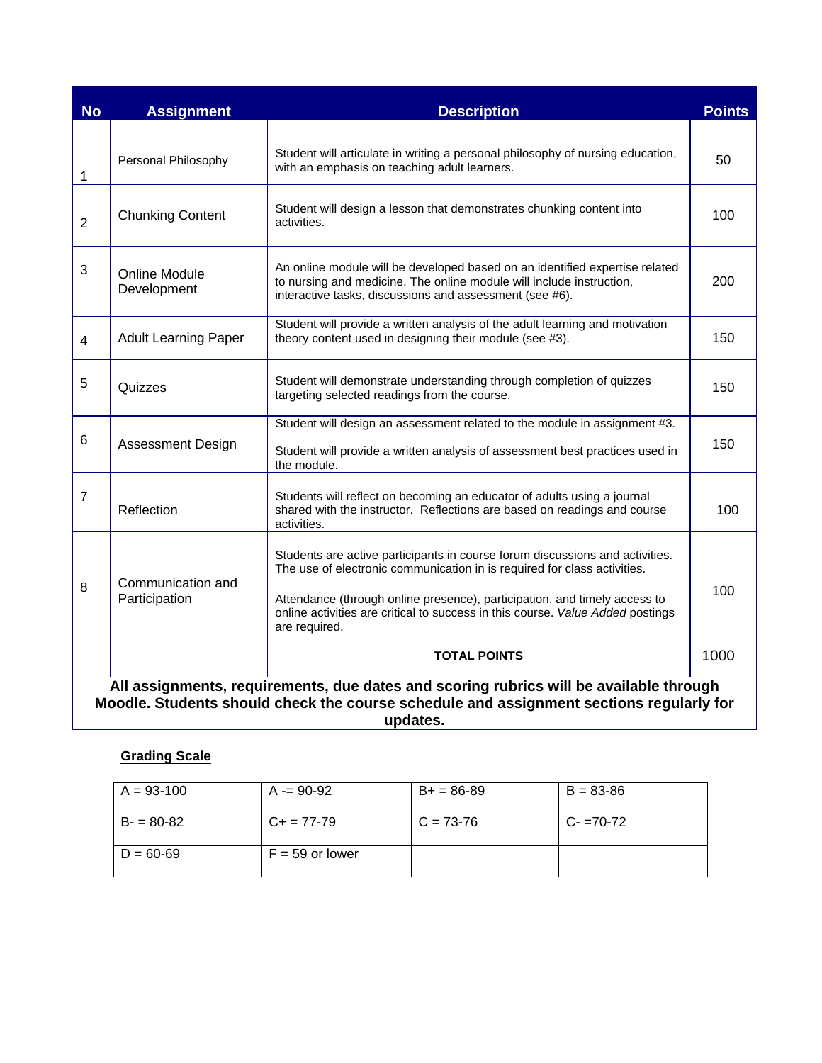| No | Assignment | Description | Points |
|---|---|---|---|
| 1 | Personal Philosophy | Student will articulate in writing a personal philosophy of nursing education, with an emphasis on teaching adult learners. | 50 |
| 2 | Chunking Content | Student will design a lesson that demonstrates chunking content into activities. | 100 |
| 3 | Online Module Development | An online module will be developed based on an identified expertise related to nursing and medicine. The online module will include instruction, interactive tasks, discussions and assessment (see #6). | 200 |
| 4 | Adult Learning Paper | Student will provide a written analysis of the adult learning and motivation theory content used in designing their module (see #3). | 150 |
| 5 | Quizzes | Student will demonstrate understanding through completion of quizzes targeting selected readings from the course. | 150 |
| 6 | Assessment Design | Student will design an assessment related to the module in assignment #3.<br><br>Student will provide a written analysis of assessment best practices used in the module. | 150 |
| 7 | Reflection | Students will reflect on becoming an educator of adults using a journal shared with the instructor. Reflections are based on readings and course activities. | 100 |
| 8 | Communication and Participation | Students are active participants in course forum discussions and activities. The use of electronic communication in is required for class activities.<br><br>Attendance (through online presence), participation, and timely access to online activities are critical to success in this course. *Value Added* postings are required. | 100 |
| | | **TOTAL POINTS** | 1000 |

**All assignments, requirements, due dates and scoring rubrics will be available through Moodle. Students should check the course schedule and assignment sections regularly for updates.**

**Grading Scale**

| A = 93-100 | A -= 90-92 | B+ = 86-89 | B = 83-86 |
|---|---|---|---|
| B- = 80-82 | C+ = 77-79 | C = 73-76 | C- =70-72 |
| D = 60-69 | F = 59 or lower | | |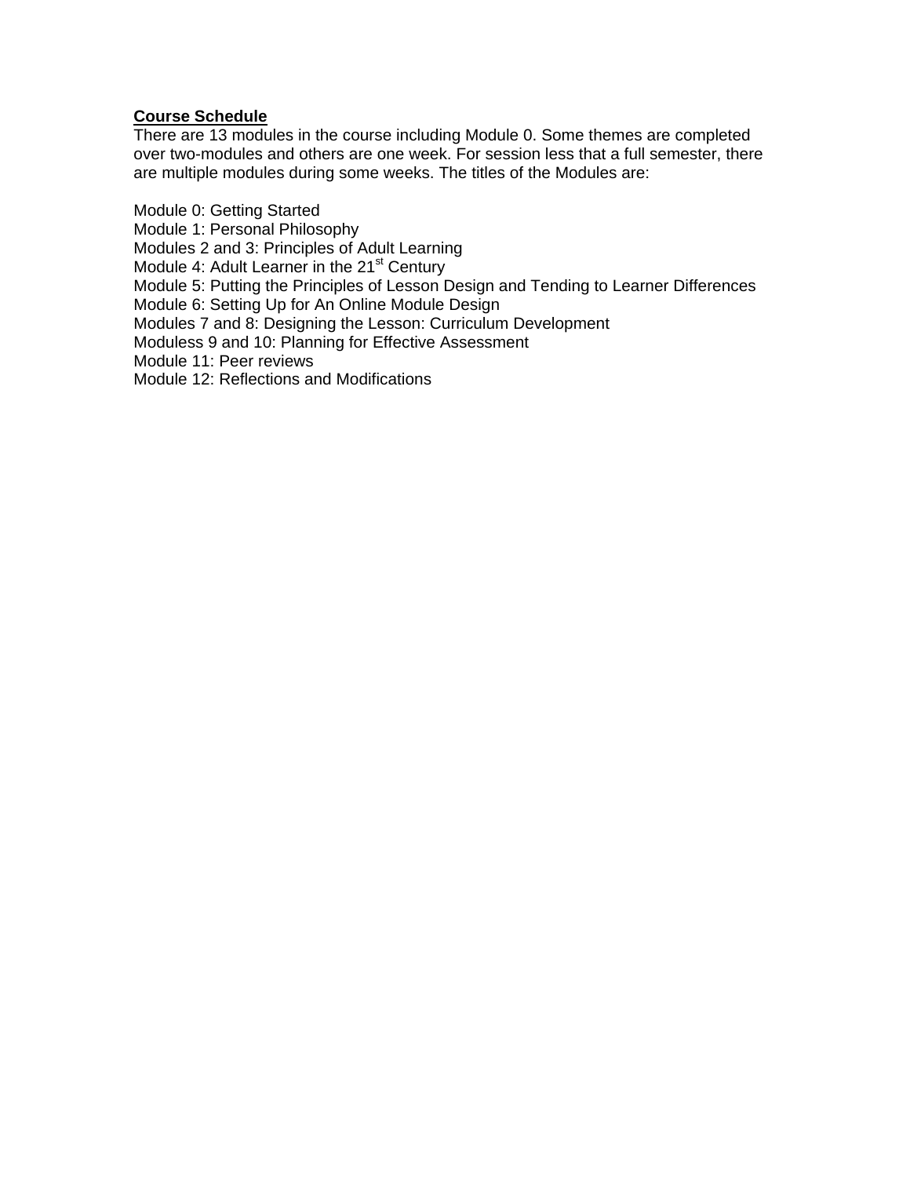**Course Schedule**

There are 13 modules in the course including Module 0. Some themes are completed over two-modules and others are one week. For session less that a full semester, there are multiple modules during some weeks. The titles of the Modules are:

Module 0: Getting Started
Module 1: Personal Philosophy
Modules 2 and 3: Principles of Adult Learning
Module 4: Adult Learner in the 21st Century
Module 5: Putting the Principles of Lesson Design and Tending to Learner Differences
Module 6: Setting Up for An Online Module Design
Modules 7 and 8: Designing the Lesson: Curriculum Development
Moduless 9 and 10: Planning for Effective Assessment
Module 11: Peer reviews
Module 12: Reflections and Modifications